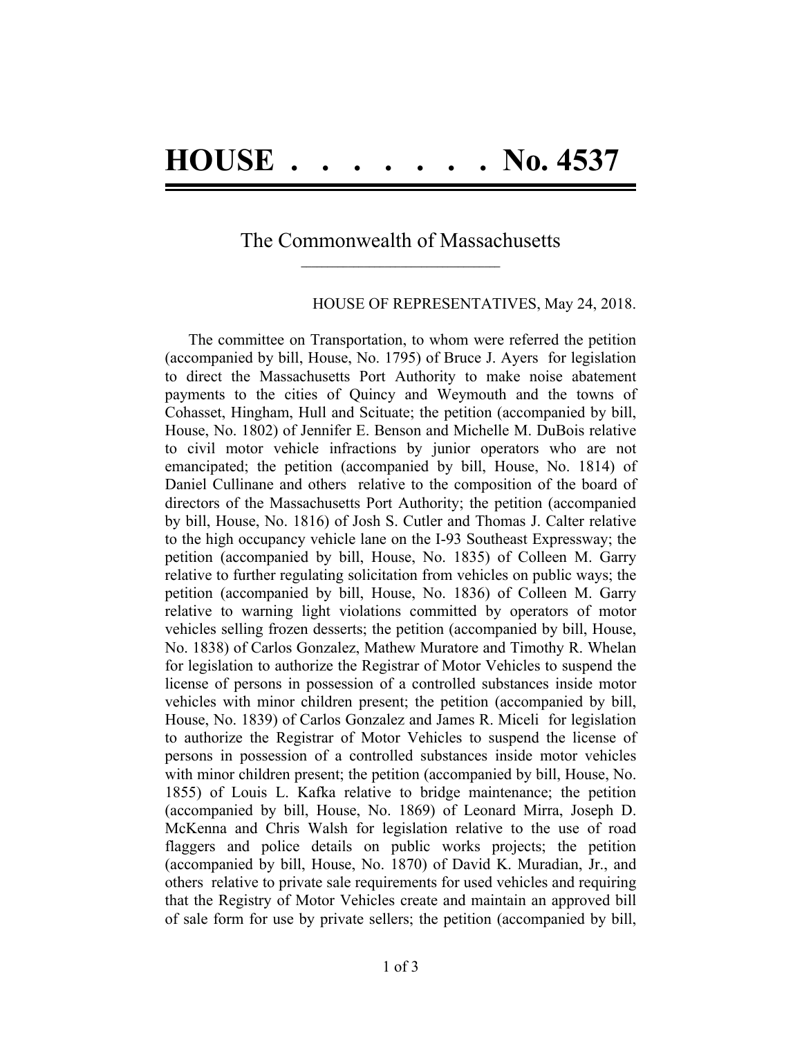# HOUSE . . . . . . . . No. 4537

## The Commonwealth of Massachusetts

HOUSE OF REPRESENTATIVES, May 24, 2018.

The committee on Transportation, to whom were referred the petition (accompanied by bill, House, No. 1795) of Bruce J. Ayers for legislation to direct the Massachusetts Port Authority to make noise abatement payments to the cities of Quincy and Weymouth and the towns of Cohasset, Hingham, Hull and Scituate; the petition (accompanied by bill, House, No. 1802) of Jennifer E. Benson and Michelle M. DuBois relative to civil motor vehicle infractions by junior operators who are not emancipated; the petition (accompanied by bill, House, No. 1814) of Daniel Cullinane and others relative to the composition of the board of directors of the Massachusetts Port Authority; the petition (accompanied by bill, House, No. 1816) of Josh S. Cutler and Thomas J. Calter relative to the high occupancy vehicle lane on the I-93 Southeast Expressway; the petition (accompanied by bill, House, No. 1835) of Colleen M. Garry relative to further regulating solicitation from vehicles on public ways; the petition (accompanied by bill, House, No. 1836) of Colleen M. Garry relative to warning light violations committed by operators of motor vehicles selling frozen desserts; the petition (accompanied by bill, House, No. 1838) of Carlos Gonzalez, Mathew Muratore and Timothy R. Whelan for legislation to authorize the Registrar of Motor Vehicles to suspend the license of persons in possession of a controlled substances inside motor vehicles with minor children present; the petition (accompanied by bill, House, No. 1839) of Carlos Gonzalez and James R. Miceli for legislation to authorize the Registrar of Motor Vehicles to suspend the license of persons in possession of a controlled substances inside motor vehicles with minor children present; the petition (accompanied by bill, House, No. 1855) of Louis L. Kafka relative to bridge maintenance; the petition (accompanied by bill, House, No. 1869) of Leonard Mirra, Joseph D. McKenna and Chris Walsh for legislation relative to the use of road flaggers and police details on public works projects; the petition (accompanied by bill, House, No. 1870) of David K. Muradian, Jr., and others relative to private sale requirements for used vehicles and requiring that the Registry of Motor Vehicles create and maintain an approved bill of sale form for use by private sellers; the petition (accompanied by bill,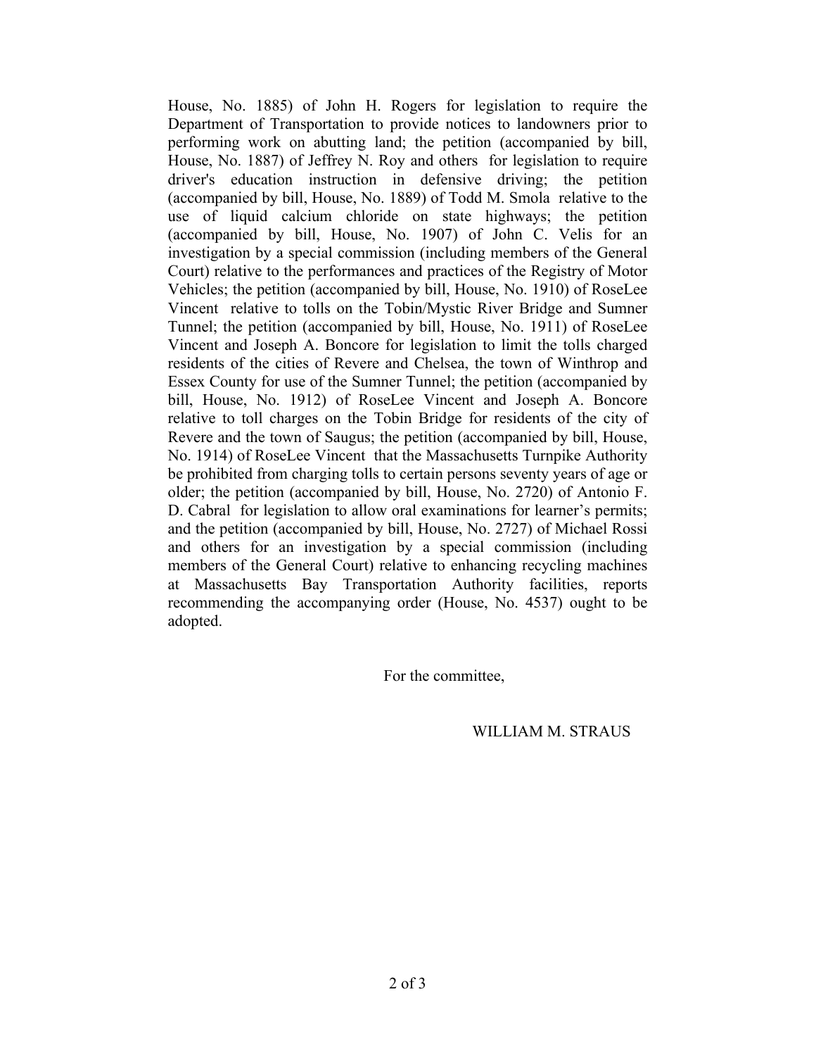House, No. 1885) of John H. Rogers for legislation to require the Department of Transportation to provide notices to landowners prior to performing work on abutting land; the petition (accompanied by bill, House, No. 1887) of Jeffrey N. Roy and others for legislation to require driver's education instruction in defensive driving; the petition (accompanied by bill, House, No. 1889) of Todd M. Smola relative to the use of liquid calcium chloride on state highways; the petition (accompanied by bill, House, No. 1907) of John C. Velis for an investigation by a special commission (including members of the General Court) relative to the performances and practices of the Registry of Motor Vehicles; the petition (accompanied by bill, House, No. 1910) of RoseLee Vincent relative to tolls on the Tobin/Mystic River Bridge and Sumner Tunnel; the petition (accompanied by bill, House, No. 1911) of RoseLee Vincent and Joseph A. Boncore for legislation to limit the tolls charged residents of the cities of Revere and Chelsea, the town of Winthrop and Essex County for use of the Sumner Tunnel; the petition (accompanied by bill, House, No. 1912) of RoseLee Vincent and Joseph A. Boncore relative to toll charges on the Tobin Bridge for residents of the city of Revere and the town of Saugus; the petition (accompanied by bill, House, No. 1914) of RoseLee Vincent that the Massachusetts Turnpike Authority be prohibited from charging tolls to certain persons seventy years of age or older; the petition (accompanied by bill, House, No. 2720) of Antonio F. D. Cabral for legislation to allow oral examinations for learner's permits; and the petition (accompanied by bill, House, No. 2727) of Michael Rossi and others for an investigation by a special commission (including members of the General Court) relative to enhancing recycling machines at Massachusetts Bay Transportation Authority facilities, reports recommending the accompanying order (House, No. 4537) ought to be adopted.

For the committee,

WILLIAM M. STRAUS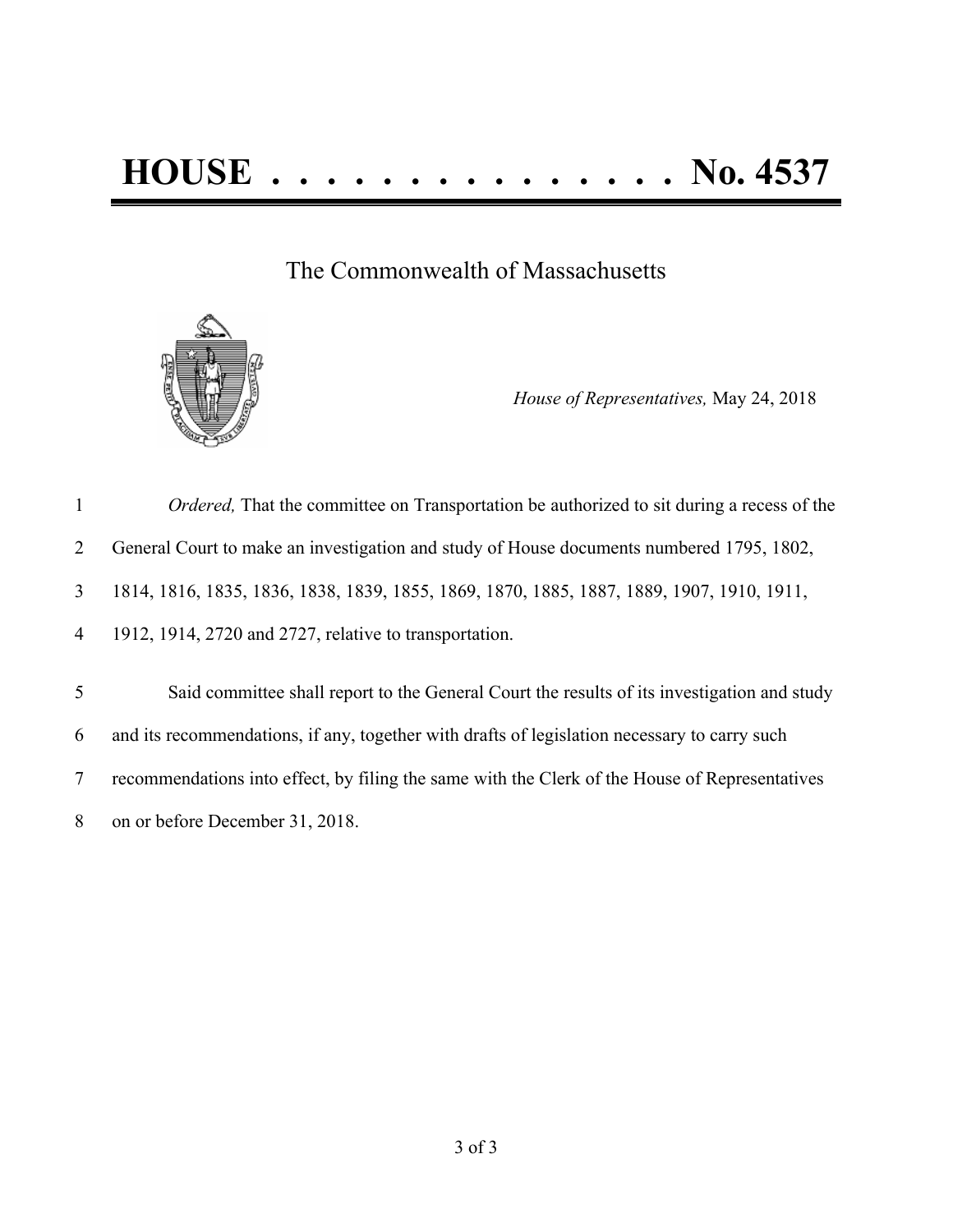# HOUSE . . . . . . . . . . . . . . . No. 4537

The Commonwealth of Massachusetts

*House of Representatives,* May 24, 2018

*Ordered,* That the committee on Transportation be authorized to sit during a recess of the General Court to make an investigation and study of House documents numbered 1795, 1802, 1814, 1816, 1835, 1836, 1838, 1839, 1855, 1869, 1870, 1885, 1887, 1889, 1907, 1910, 1911, 1912, 1914, 2720 and 2727, relative to transportation.

Said committee shall report to the General Court the results of its investigation and study and its recommendations, if any, together with drafts of legislation necessary to carry such recommendations into effect, by filing the same with the Clerk of the House of Representatives on or before December 31, 2018.